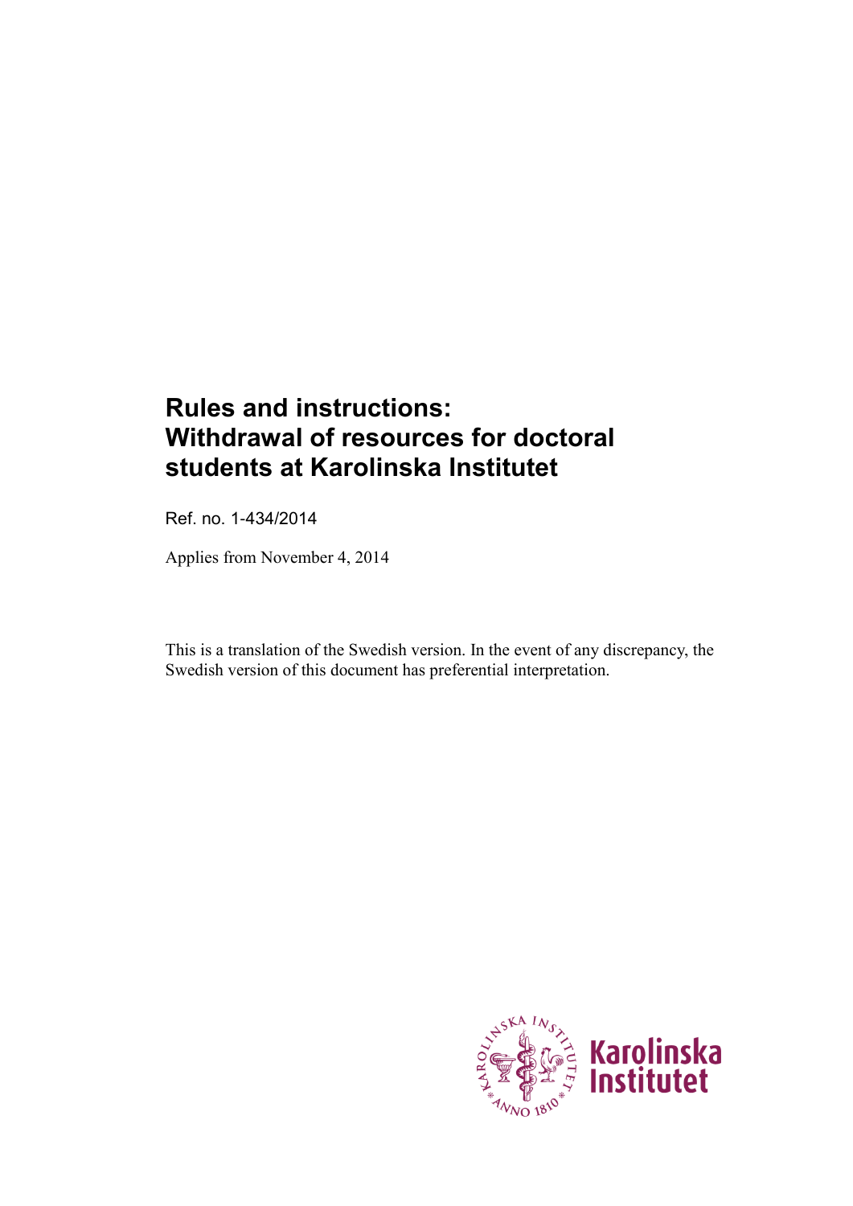# Rules and instructions: Withdrawal of resources for doctoral students at Karolinska Institutet

Ref. no. 1-434/2014

Applies from November 4, 2014

This is a translation of the Swedish version. In the event of any discrepancy, the Swedish version of this document has preferential interpretation.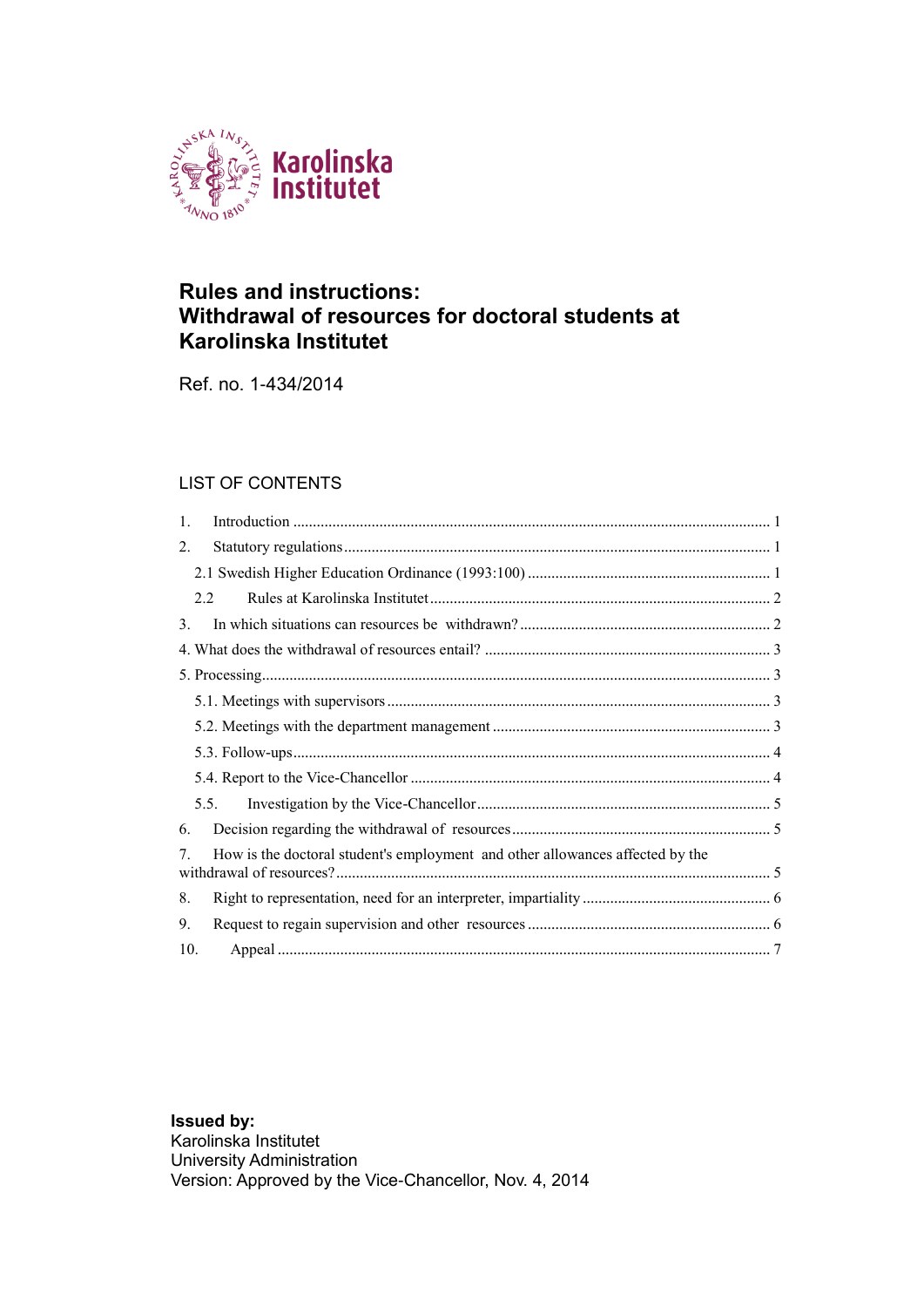# Rules and instructions:
# Withdrawal of resources for doctoral students at Karolinska Institutet

Ref. no. 1-434/2014

## LIST OF CONTENTS

1. Introduction ........ 1
2. Statutory regulations ........ 1
   - 2.1 Swedish Higher Education Ordinance (1993:100) ........ 1
   - 2.2 Rules at Karolinska Institutet ........ 2
3. In which situations can resources be withdrawn? ........ 2
4. What does the withdrawal of resources entail? ........ 3
5. Processing ........ 3
   - 5.1. Meetings with supervisors ........ 3
   - 5.2. Meetings with the department management ........ 3
   - 5.3. Follow-ups ........ 4
   - 5.4. Report to the Vice-Chancellor ........ 4
   - 5.5. Investigation by the Vice-Chancellor ........ 5
6. Decision regarding the withdrawal of resources ........ 5
7. How is the doctoral student's employment and other allowances affected by the withdrawal of resources? ........ 5
8. Right to representation, need for an interpreter, impartiality ........ 6
9. Request to regain supervision and other resources ........ 6
10. Appeal ........ 7

**Issued by:**
Karolinska Institutet
University Administration
Version: Approved by the Vice-Chancellor, Nov. 4, 2014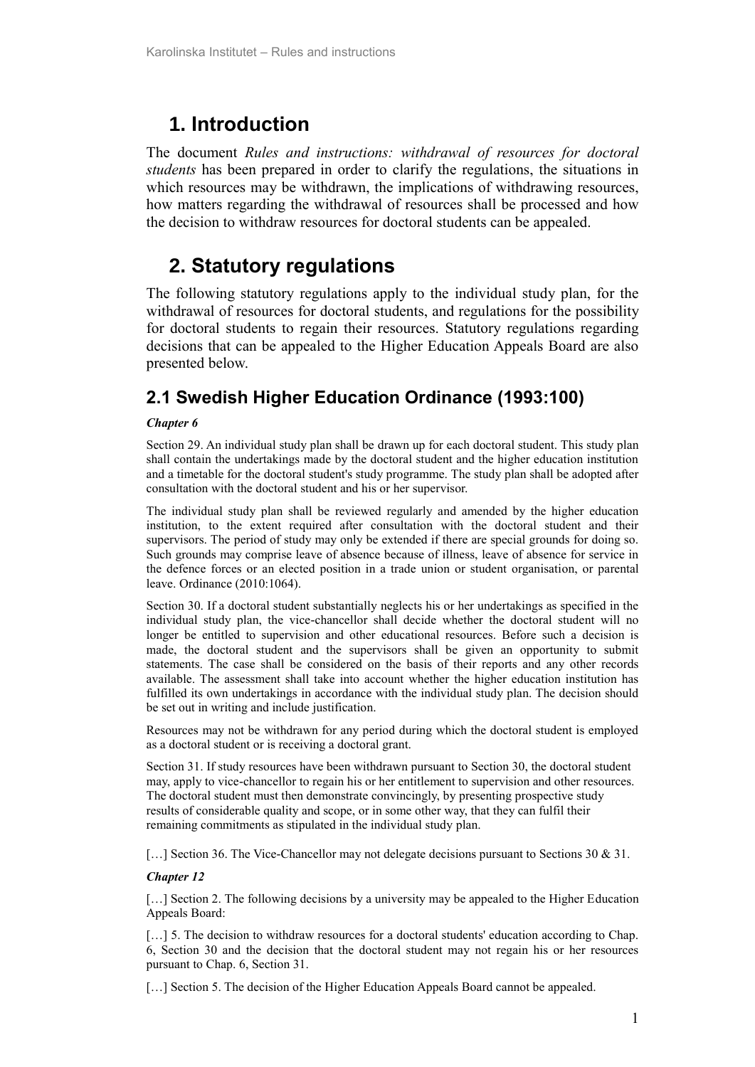# 1. Introduction

The document *Rules and instructions: withdrawal of resources for doctoral students* has been prepared in order to clarify the regulations, the situations in which resources may be withdrawn, the implications of withdrawing resources, how matters regarding the withdrawal of resources shall be processed and how the decision to withdraw resources for doctoral students can be appealed.

# 2. Statutory regulations

The following statutory regulations apply to the individual study plan, for the withdrawal of resources for doctoral students, and regulations for the possibility for doctoral students to regain their resources. Statutory regulations regarding decisions that can be appealed to the Higher Education Appeals Board are also presented below.

## 2.1 Swedish Higher Education Ordinance (1993:100)

***Chapter 6***

Section 29. An individual study plan shall be drawn up for each doctoral student. This study plan shall contain the undertakings made by the doctoral student and the higher education institution and a timetable for the doctoral student's study programme. The study plan shall be adopted after consultation with the doctoral student and his or her supervisor.

The individual study plan shall be reviewed regularly and amended by the higher education institution, to the extent required after consultation with the doctoral student and their supervisors. The period of study may only be extended if there are special grounds for doing so. Such grounds may comprise leave of absence because of illness, leave of absence for service in the defence forces or an elected position in a trade union or student organisation, or parental leave. Ordinance (2010:1064).

Section 30. If a doctoral student substantially neglects his or her undertakings as specified in the individual study plan, the vice-chancellor shall decide whether the doctoral student will no longer be entitled to supervision and other educational resources. Before such a decision is made, the doctoral student and the supervisors shall be given an opportunity to submit statements. The case shall be considered on the basis of their reports and any other records available. The assessment shall take into account whether the higher education institution has fulfilled its own undertakings in accordance with the individual study plan. The decision should be set out in writing and include justification.

Resources may not be withdrawn for any period during which the doctoral student is employed as a doctoral student or is receiving a doctoral grant.

Section 31. If study resources have been withdrawn pursuant to Section 30, the doctoral student may, apply to vice-chancellor to regain his or her entitlement to supervision and other resources. The doctoral student must then demonstrate convincingly, by presenting prospective study results of considerable quality and scope, or in some other way, that they can fulfil their remaining commitments as stipulated in the individual study plan.

[…] Section 36. The Vice-Chancellor may not delegate decisions pursuant to Sections 30 & 31.

***Chapter 12***

[…] Section 2. The following decisions by a university may be appealed to the Higher Education Appeals Board:

[…] 5. The decision to withdraw resources for a doctoral students' education according to Chap. 6, Section 30 and the decision that the doctoral student may not regain his or her resources pursuant to Chap. 6, Section 31.

[…] Section 5. The decision of the Higher Education Appeals Board cannot be appealed.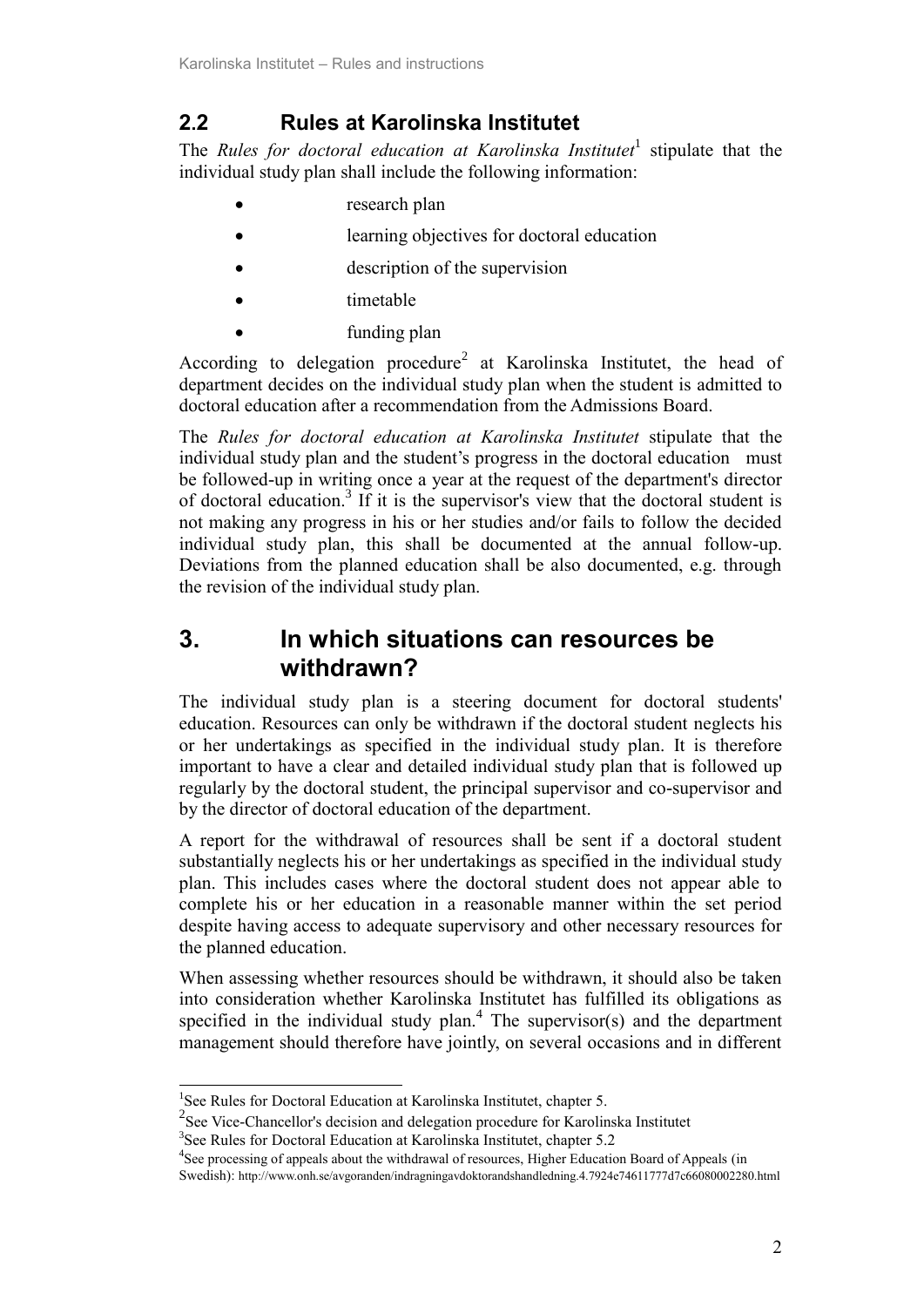## 2.2 Rules at Karolinska Institutet

The *Rules for doctoral education at Karolinska Institutet*[1] stipulate that the individual study plan shall include the following information:

- research plan
- learning objectives for doctoral education
- description of the supervision
- timetable
- funding plan

According to delegation procedure[2] at Karolinska Institutet, the head of department decides on the individual study plan when the student is admitted to doctoral education after a recommendation from the Admissions Board.

The *Rules for doctoral education at Karolinska Institutet* stipulate that the individual study plan and the student's progress in the doctoral education must be followed-up in writing once a year at the request of the department's director of doctoral education.[3] If it is the supervisor's view that the doctoral student is not making any progress in his or her studies and/or fails to follow the decided individual study plan, this shall be documented at the annual follow-up. Deviations from the planned education shall be also documented, e.g. through the revision of the individual study plan.

# 3. In which situations can resources be withdrawn?

The individual study plan is a steering document for doctoral students' education. Resources can only be withdrawn if the doctoral student neglects his or her undertakings as specified in the individual study plan. It is therefore important to have a clear and detailed individual study plan that is followed up regularly by the doctoral student, the principal supervisor and co-supervisor and by the director of doctoral education of the department.

A report for the withdrawal of resources shall be sent if a doctoral student substantially neglects his or her undertakings as specified in the individual study plan. This includes cases where the doctoral student does not appear able to complete his or her education in a reasonable manner within the set period despite having access to adequate supervisory and other necessary resources for the planned education.

When assessing whether resources should be withdrawn, it should also be taken into consideration whether Karolinska Institutet has fulfilled its obligations as specified in the individual study plan.[4] The supervisor(s) and the department management should therefore have jointly, on several occasions and in different

---

[1] See Rules for Doctoral Education at Karolinska Institutet, chapter 5.

[2] See Vice-Chancellor's decision and delegation procedure for Karolinska Institutet

[3] See Rules for Doctoral Education at Karolinska Institutet, chapter 5.2

[4] See processing of appeals about the withdrawal of resources, Higher Education Board of Appeals (in Swedish): http://www.onh.se/avgoranden/indragningavdoktorandshandledning.4.7924e74611777d7c66080002280.html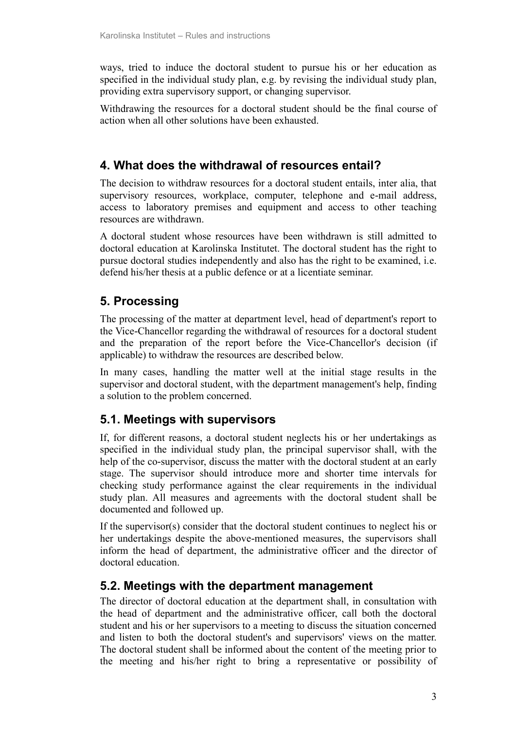ways, tried to induce the doctoral student to pursue his or her education as specified in the individual study plan, e.g. by revising the individual study plan, providing extra supervisory support, or changing supervisor.

Withdrawing the resources for a doctoral student should be the final course of action when all other solutions have been exhausted.

## 4. What does the withdrawal of resources entail?

The decision to withdraw resources for a doctoral student entails, inter alia, that supervisory resources, workplace, computer, telephone and e-mail address, access to laboratory premises and equipment and access to other teaching resources are withdrawn.

A doctoral student whose resources have been withdrawn is still admitted to doctoral education at Karolinska Institutet. The doctoral student has the right to pursue doctoral studies independently and also has the right to be examined, i.e. defend his/her thesis at a public defence or at a licentiate seminar.

## 5. Processing

The processing of the matter at department level, head of department's report to the Vice-Chancellor regarding the withdrawal of resources for a doctoral student and the preparation of the report before the Vice-Chancellor's decision (if applicable) to withdraw the resources are described below.

In many cases, handling the matter well at the initial stage results in the supervisor and doctoral student, with the department management's help, finding a solution to the problem concerned.

### 5.1. Meetings with supervisors

If, for different reasons, a doctoral student neglects his or her undertakings as specified in the individual study plan, the principal supervisor shall, with the help of the co-supervisor, discuss the matter with the doctoral student at an early stage. The supervisor should introduce more and shorter time intervals for checking study performance against the clear requirements in the individual study plan. All measures and agreements with the doctoral student shall be documented and followed up.

If the supervisor(s) consider that the doctoral student continues to neglect his or her undertakings despite the above-mentioned measures, the supervisors shall inform the head of department, the administrative officer and the director of doctoral education.

### 5.2. Meetings with the department management

The director of doctoral education at the department shall, in consultation with the head of department and the administrative officer, call both the doctoral student and his or her supervisors to a meeting to discuss the situation concerned and listen to both the doctoral student's and supervisors' views on the matter. The doctoral student shall be informed about the content of the meeting prior to the meeting and his/her right to bring a representative or possibility of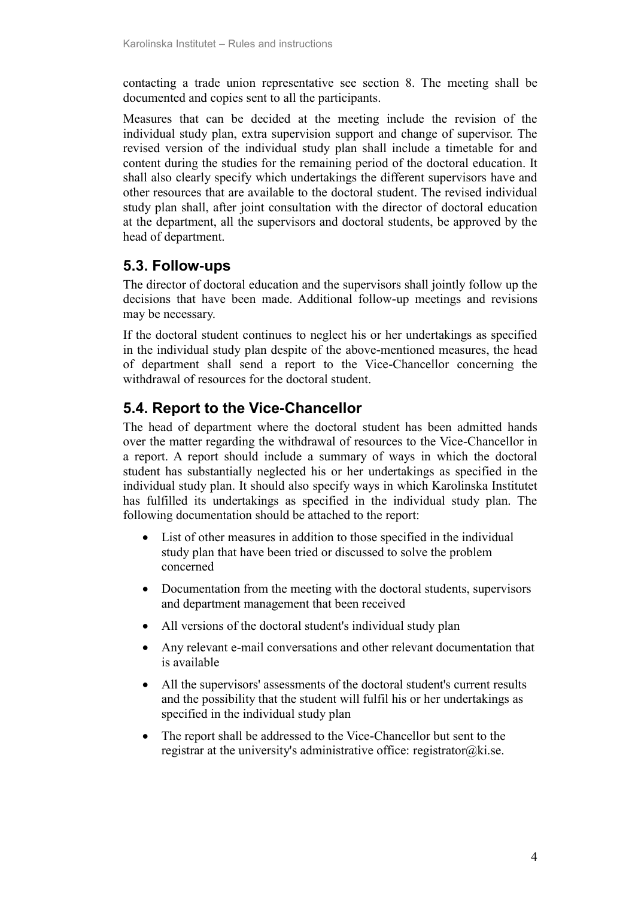contacting a trade union representative see section 8. The meeting shall be documented and copies sent to all the participants.

Measures that can be decided at the meeting include the revision of the individual study plan, extra supervision support and change of supervisor. The revised version of the individual study plan shall include a timetable for and content during the studies for the remaining period of the doctoral education. It shall also clearly specify which undertakings the different supervisors have and other resources that are available to the doctoral student. The revised individual study plan shall, after joint consultation with the director of doctoral education at the department, all the supervisors and doctoral students, be approved by the head of department.

## 5.3. Follow-ups

The director of doctoral education and the supervisors shall jointly follow up the decisions that have been made. Additional follow-up meetings and revisions may be necessary.

If the doctoral student continues to neglect his or her undertakings as specified in the individual study plan despite of the above-mentioned measures, the head of department shall send a report to the Vice-Chancellor concerning the withdrawal of resources for the doctoral student.

## 5.4. Report to the Vice-Chancellor

The head of department where the doctoral student has been admitted hands over the matter regarding the withdrawal of resources to the Vice-Chancellor in a report. A report should include a summary of ways in which the doctoral student has substantially neglected his or her undertakings as specified in the individual study plan. It should also specify ways in which Karolinska Institutet has fulfilled its undertakings as specified in the individual study plan. The following documentation should be attached to the report:

- List of other measures in addition to those specified in the individual study plan that have been tried or discussed to solve the problem concerned
- Documentation from the meeting with the doctoral students, supervisors and department management that been received
- All versions of the doctoral student's individual study plan
- Any relevant e-mail conversations and other relevant documentation that is available
- All the supervisors' assessments of the doctoral student's current results and the possibility that the student will fulfil his or her undertakings as specified in the individual study plan
- The report shall be addressed to the Vice-Chancellor but sent to the registrar at the university's administrative office: registrator@ki.se.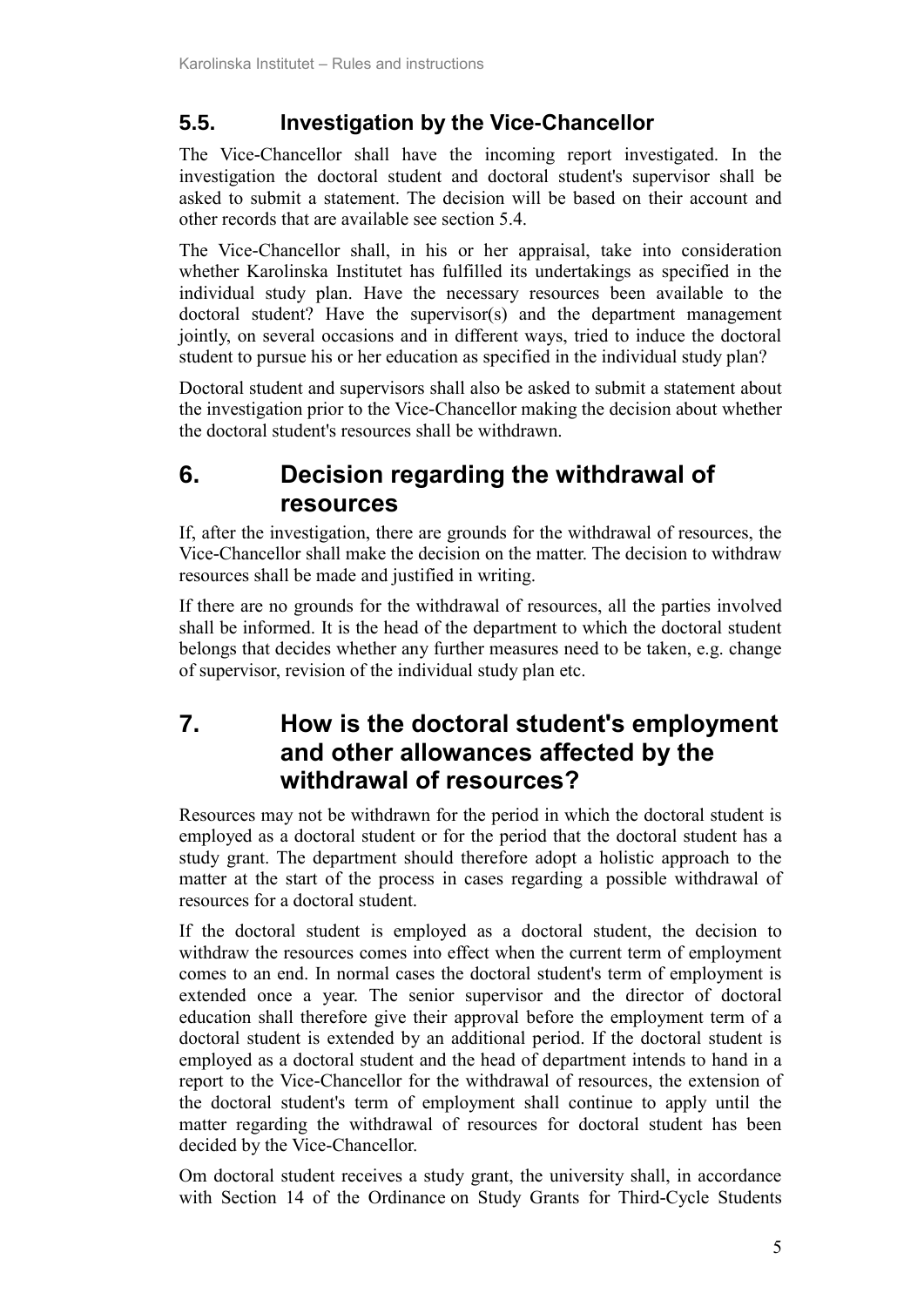### 5.5. Investigation by the Vice-Chancellor

The Vice-Chancellor shall have the incoming report investigated. In the investigation the doctoral student and doctoral student's supervisor shall be asked to submit a statement. The decision will be based on their account and other records that are available see section 5.4.

The Vice-Chancellor shall, in his or her appraisal, take into consideration whether Karolinska Institutet has fulfilled its undertakings as specified in the individual study plan. Have the necessary resources been available to the doctoral student? Have the supervisor(s) and the department management jointly, on several occasions and in different ways, tried to induce the doctoral student to pursue his or her education as specified in the individual study plan?

Doctoral student and supervisors shall also be asked to submit a statement about the investigation prior to the Vice-Chancellor making the decision about whether the doctoral student's resources shall be withdrawn.

## 6. Decision regarding the withdrawal of resources

If, after the investigation, there are grounds for the withdrawal of resources, the Vice-Chancellor shall make the decision on the matter. The decision to withdraw resources shall be made and justified in writing.

If there are no grounds for the withdrawal of resources, all the parties involved shall be informed. It is the head of the department to which the doctoral student belongs that decides whether any further measures need to be taken, e.g. change of supervisor, revision of the individual study plan etc.

## 7. How is the doctoral student's employment and other allowances affected by the withdrawal of resources?

Resources may not be withdrawn for the period in which the doctoral student is employed as a doctoral student or for the period that the doctoral student has a study grant. The department should therefore adopt a holistic approach to the matter at the start of the process in cases regarding a possible withdrawal of resources for a doctoral student.

If the doctoral student is employed as a doctoral student, the decision to withdraw the resources comes into effect when the current term of employment comes to an end. In normal cases the doctoral student's term of employment is extended once a year. The senior supervisor and the director of doctoral education shall therefore give their approval before the employment term of a doctoral student is extended by an additional period. If the doctoral student is employed as a doctoral student and the head of department intends to hand in a report to the Vice-Chancellor for the withdrawal of resources, the extension of the doctoral student's term of employment shall continue to apply until the matter regarding the withdrawal of resources for doctoral student has been decided by the Vice-Chancellor.

Om doctoral student receives a study grant, the university shall, in accordance with Section 14 of the Ordinance on Study Grants for Third-Cycle Students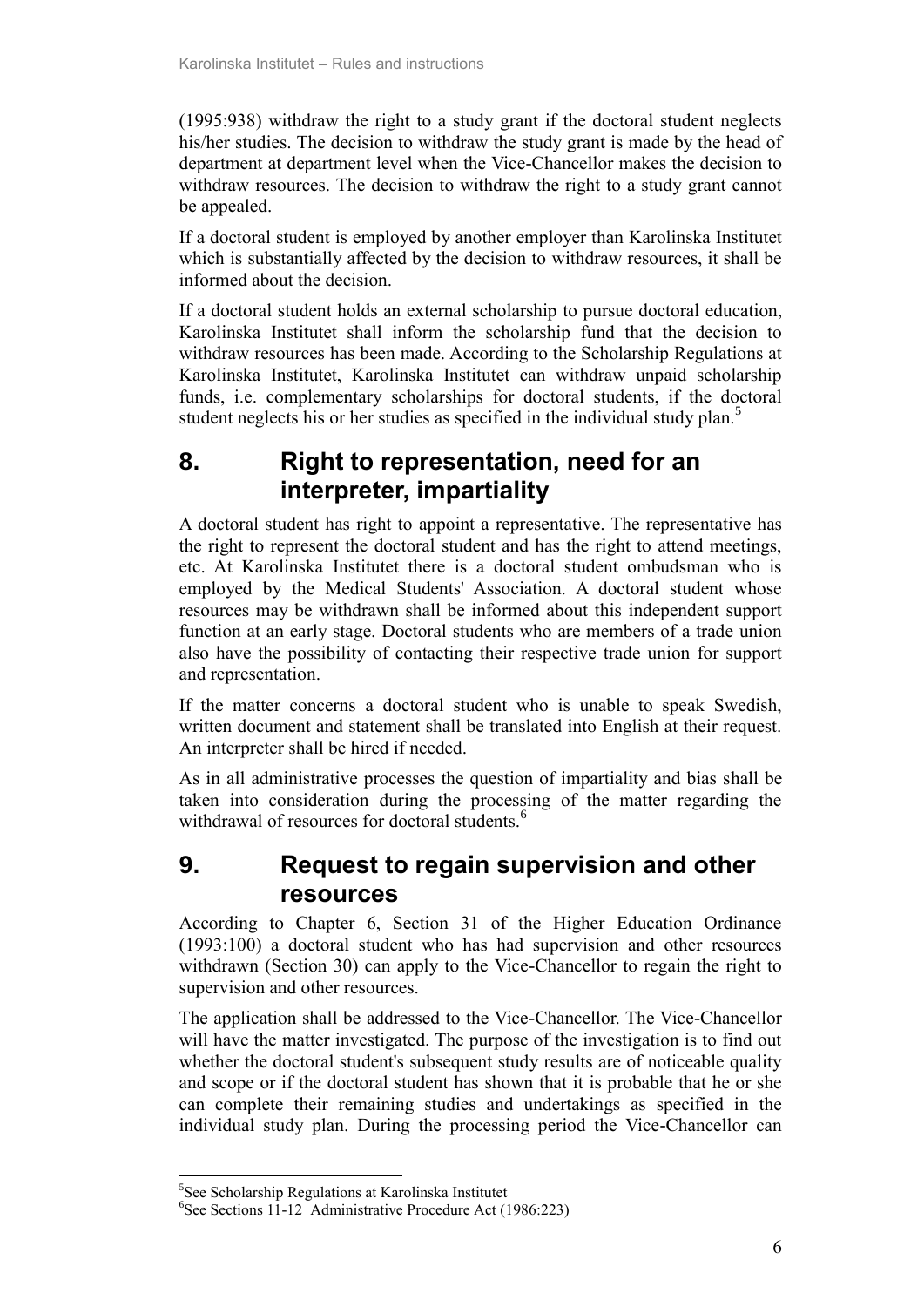(1995:938) withdraw the right to a study grant if the doctoral student neglects his/her studies. The decision to withdraw the study grant is made by the head of department at department level when the Vice-Chancellor makes the decision to withdraw resources. The decision to withdraw the right to a study grant cannot be appealed.

If a doctoral student is employed by another employer than Karolinska Institutet which is substantially affected by the decision to withdraw resources, it shall be informed about the decision.

If a doctoral student holds an external scholarship to pursue doctoral education, Karolinska Institutet shall inform the scholarship fund that the decision to withdraw resources has been made. According to the Scholarship Regulations at Karolinska Institutet, Karolinska Institutet can withdraw unpaid scholarship funds, i.e. complementary scholarships for doctoral students, if the doctoral student neglects his or her studies as specified in the individual study plan.[5]

## 8. Right to representation, need for an interpreter, impartiality

A doctoral student has right to appoint a representative. The representative has the right to represent the doctoral student and has the right to attend meetings, etc. At Karolinska Institutet there is a doctoral student ombudsman who is employed by the Medical Students' Association. A doctoral student whose resources may be withdrawn shall be informed about this independent support function at an early stage. Doctoral students who are members of a trade union also have the possibility of contacting their respective trade union for support and representation.

If the matter concerns a doctoral student who is unable to speak Swedish, written document and statement shall be translated into English at their request. An interpreter shall be hired if needed.

As in all administrative processes the question of impartiality and bias shall be taken into consideration during the processing of the matter regarding the withdrawal of resources for doctoral students.[6]

## 9. Request to regain supervision and other resources

According to Chapter 6, Section 31 of the Higher Education Ordinance (1993:100) a doctoral student who has had supervision and other resources withdrawn (Section 30) can apply to the Vice-Chancellor to regain the right to supervision and other resources.

The application shall be addressed to the Vice-Chancellor. The Vice-Chancellor will have the matter investigated. The purpose of the investigation is to find out whether the doctoral student's subsequent study results are of noticeable quality and scope or if the doctoral student has shown that it is probable that he or she can complete their remaining studies and undertakings as specified in the individual study plan. During the processing period the Vice-Chancellor can

---

[5] See Scholarship Regulations at Karolinska Institutet

[6] See Sections 11-12 Administrative Procedure Act (1986:223)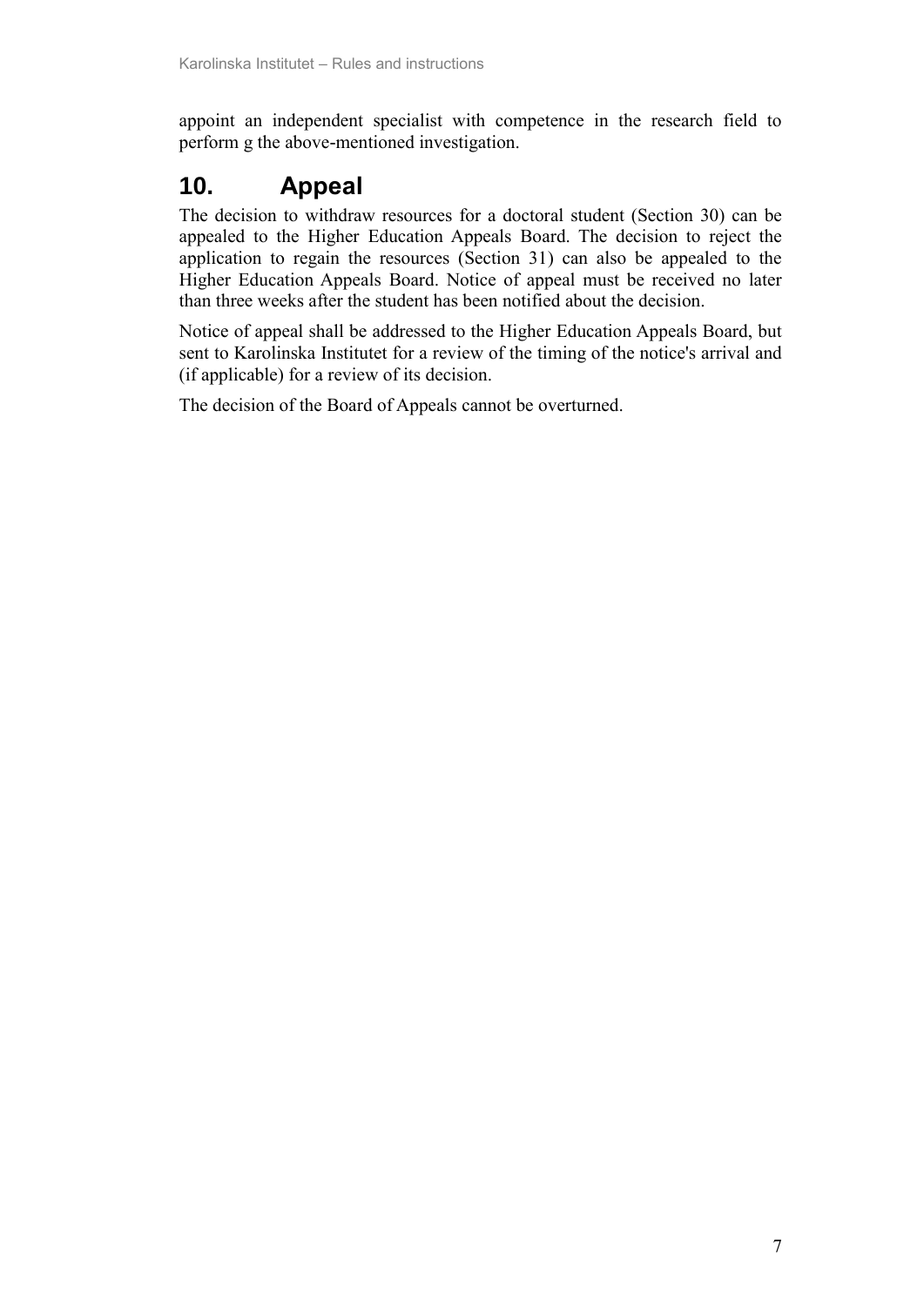appoint an independent specialist with competence in the research field to perform g the above-mentioned investigation.

## 10. Appeal

The decision to withdraw resources for a doctoral student (Section 30) can be appealed to the Higher Education Appeals Board. The decision to reject the application to regain the resources (Section 31) can also be appealed to the Higher Education Appeals Board. Notice of appeal must be received no later than three weeks after the student has been notified about the decision.

Notice of appeal shall be addressed to the Higher Education Appeals Board, but sent to Karolinska Institutet for a review of the timing of the notice's arrival and (if applicable) for a review of its decision.

The decision of the Board of Appeals cannot be overturned.